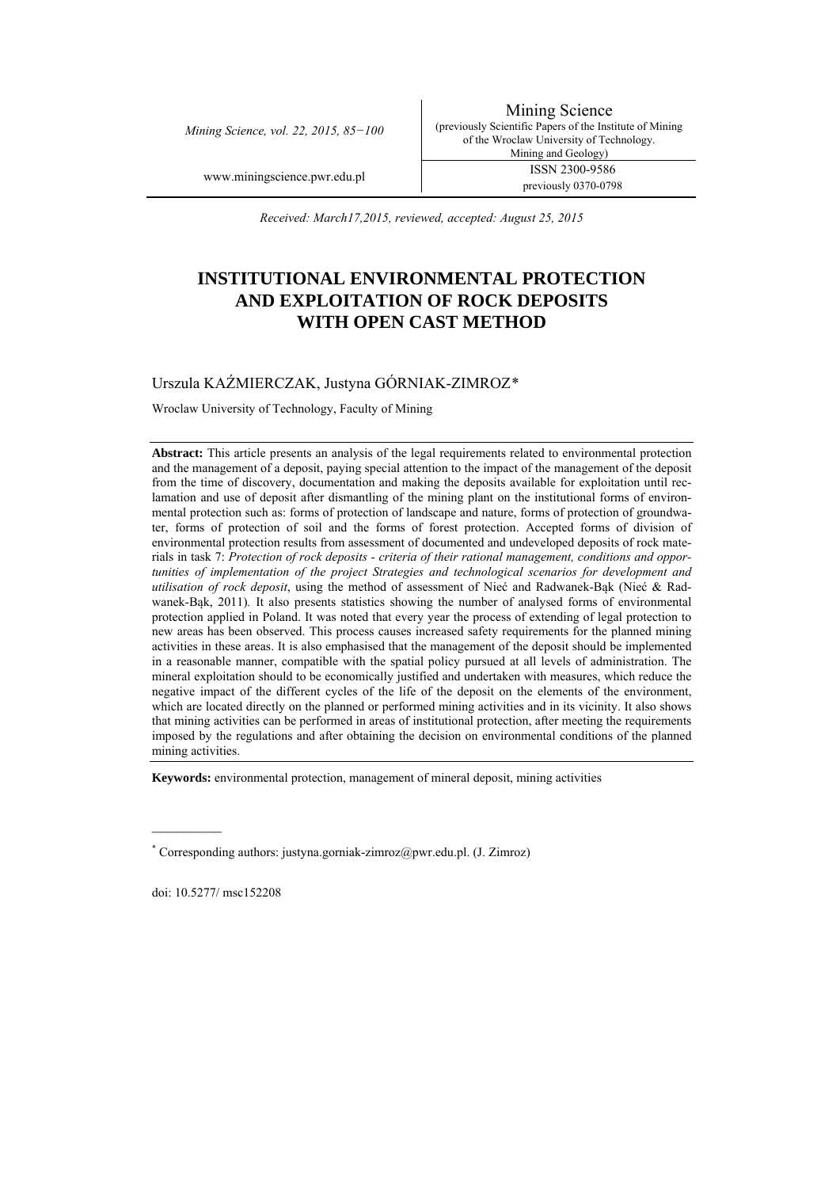Received: March17,2015, reviewed, accepted: August 25, 2015

# INSTITUTIONAL ENVIRONMENTAL PROTECTION AND EXPLOITATION OF ROCK DEPOSITS WITH OPEN CAST METHOD

Urszula KAŹMIERCZAK, Justyna GÓRNIAK-ZIMROZ*

Wroclaw University of Technology, Faculty of Mining

**Abstract:** This article presents an analysis of the legal requirements related to environmental protection and the management of a deposit, paying special attention to the impact of the management of the deposit from the time of discovery, documentation and making the deposits available for exploitation until reclamation and use of deposit after dismantling of the mining plant on the institutional forms of environmental protection such as: forms of protection of landscape and nature, forms of protection of groundwater, forms of protection of soil and the forms of forest protection. Accepted forms of division of environmental protection results from assessment of documented and undeveloped deposits of rock materials in task 7: *Protection of rock deposits - criteria of their rational management, conditions and opportunities of implementation of the project Strategies and technological scenarios for development and utilisation of rock deposit*, using the method of assessment of Nieć and Radwanek-Bąk (Nieć & Radwanek-Bąk, 2011). It also presents statistics showing the number of analysed forms of environmental protection applied in Poland. It was noted that every year the process of extending of legal protection to new areas has been observed. This process causes increased safety requirements for the planned mining activities in these areas. It is also emphasised that the management of the deposit should be implemented in a reasonable manner, compatible with the spatial policy pursued at all levels of administration. The mineral exploitation should to be economically justified and undertaken with measures, which reduce the negative impact of the different cycles of the life of the deposit on the elements of the environment, which are located directly on the planned or performed mining activities and in its vicinity. It also shows that mining activities can be performed in areas of institutional protection, after meeting the requirements imposed by the regulations and after obtaining the decision on environmental conditions of the planned mining activities.

**Keywords:** environmental protection, management of mineral deposit, mining activities

---

* Corresponding authors: justyna.gorniak-zimroz@pwr.edu.pl. (J. Zimroz)

doi: 10.5277/ msc152208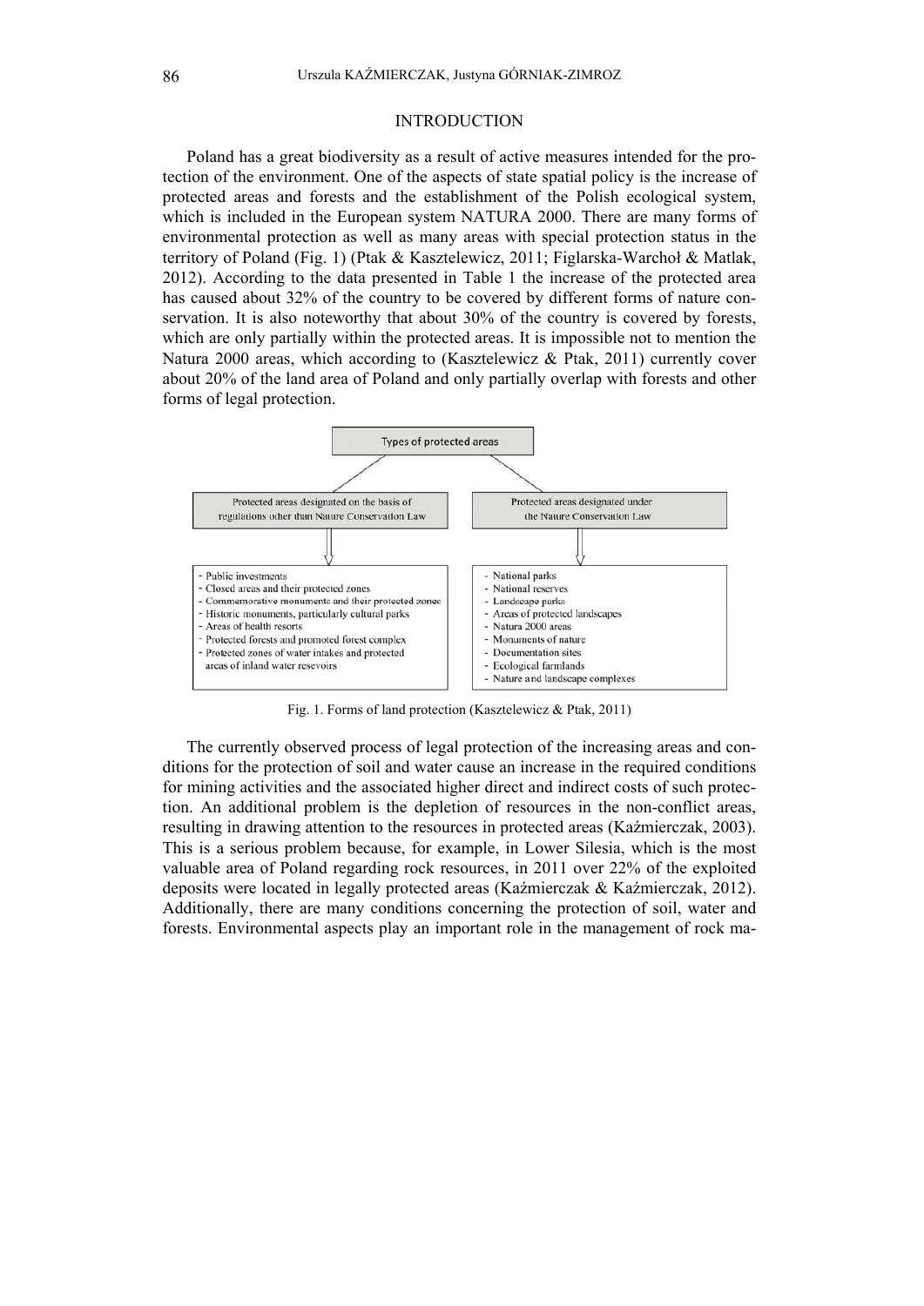## INTRODUCTION

Poland has a great biodiversity as a result of active measures intended for the protection of the environment. One of the aspects of state spatial policy is the increase of protected areas and forests and the establishment of the Polish ecological system, which is included in the European system NATURA 2000. There are many forms of environmental protection as well as many areas with special protection status in the territory of Poland (Fig. 1) (Ptak & Kasztelewicz, 2011; Figlarska-Warchoł & Matlak, 2012). According to the data presented in Table 1 the increase of the protected area has caused about 32% of the country to be covered by different forms of nature conservation. It is also noteworthy that about 30% of the country is covered by forests, which are only partially within the protected areas. It is impossible not to mention the Natura 2000 areas, which according to (Kasztelewicz & Ptak, 2011) currently cover about 20% of the land area of Poland and only partially overlap with forests and other forms of legal protection.

**Types of protected areas**

| Protected areas designated on the basis of regulations other than Nature Conservation Law | Protected areas designated under the Nature Conservation Law |
|---|---|
| - Public investments<br>- Closed areas and their protected zones<br>- Commemorative monuments and their protected zones<br>- Historic monuments, particularly cultural parks<br>- Areas of health resorts<br>- Protected forests and promoted forest complex<br>- Protected zones of water intakes and protected areas of inland water resevoirs | - National parks<br>- National reserves<br>- Landscape parks<br>- Areas of protected landscapes<br>- Natura 2000 areas<br>- Monuments of nature<br>- Documentation sites<br>- Ecological farmlands<br>- Nature and landscape complexes |

Fig. 1. Forms of land protection (Kasztelewicz & Ptak, 2011)

The currently observed process of legal protection of the increasing areas and conditions for the protection of soil and water cause an increase in the required conditions for mining activities and the associated higher direct and indirect costs of such protection. An additional problem is the depletion of resources in the non-conflict areas, resulting in drawing attention to the resources in protected areas (Kaźmierczak, 2003). This is a serious problem because, for example, in Lower Silesia, which is the most valuable area of Poland regarding rock resources, in 2011 over 22% of the exploited deposits were located in legally protected areas (Kaźmierczak & Kaźmierczak, 2012). Additionally, there are many conditions concerning the protection of soil, water and forests. Environmental aspects play an important role in the management of rock ma-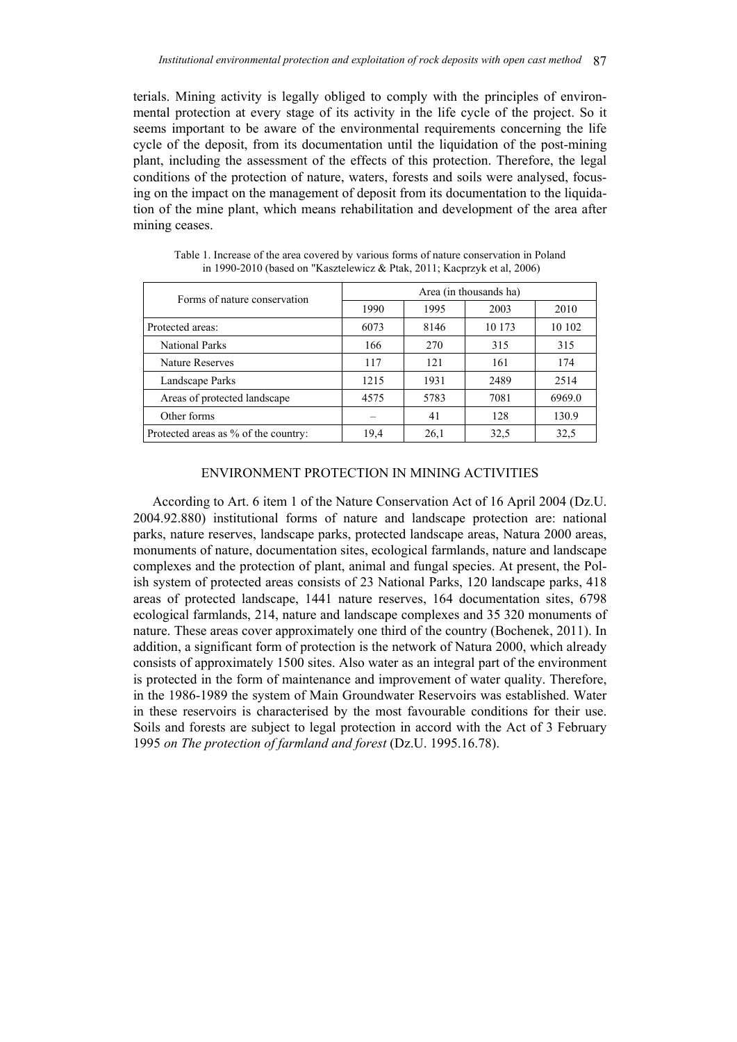terials. Mining activity is legally obliged to comply with the principles of environmental protection at every stage of its activity in the life cycle of the project. So it seems important to be aware of the environmental requirements concerning the life cycle of the deposit, from its documentation until the liquidation of the post-mining plant, including the assessment of the effects of this protection. Therefore, the legal conditions of the protection of nature, waters, forests and soils were analysed, focusing on the impact on the management of deposit from its documentation to the liquidation of the mine plant, which means rehabilitation and development of the area after mining ceases.

Table 1. Increase of the area covered by various forms of nature conservation in Poland in 1990-2010 (based on "Kasztelewicz & Ptak, 2011; Kacprzyk et al, 2006)

| Forms of nature conservation | Area (in thousands ha) | | | |
|---|---|---|---|---|
| | 1990 | 1995 | 2003 | 2010 |
| Protected areas: | 6073 | 8146 | 10 173 | 10 102 |
| National Parks | 166 | 270 | 315 | 315 |
| Nature Reserves | 117 | 121 | 161 | 174 |
| Landscape Parks | 1215 | 1931 | 2489 | 2514 |
| Areas of protected landscape | 4575 | 5783 | 7081 | 6969.0 |
| Other forms | – | 41 | 128 | 130.9 |
| Protected areas as % of the country: | 19,4 | 26,1 | 32,5 | 32,5 |

## ENVIRONMENT PROTECTION IN MINING ACTIVITIES

According to Art. 6 item 1 of the Nature Conservation Act of 16 April 2004 (Dz.U. 2004.92.880) institutional forms of nature and landscape protection are: national parks, nature reserves, landscape parks, protected landscape areas, Natura 2000 areas, monuments of nature, documentation sites, ecological farmlands, nature and landscape complexes and the protection of plant, animal and fungal species. At present, the Polish system of protected areas consists of 23 National Parks, 120 landscape parks, 418 areas of protected landscape, 1441 nature reserves, 164 documentation sites, 6798 ecological farmlands, 214, nature and landscape complexes and 35 320 monuments of nature. These areas cover approximately one third of the country (Bochenek, 2011). In addition, a significant form of protection is the network of Natura 2000, which already consists of approximately 1500 sites. Also water as an integral part of the environment is protected in the form of maintenance and improvement of water quality. Therefore, in the 1986-1989 the system of Main Groundwater Reservoirs was established. Water in these reservoirs is characterised by the most favourable conditions for their use. Soils and forests are subject to legal protection in accord with the Act of 3 February 1995 *on The protection of farmland and forest* (Dz.U. 1995.16.78).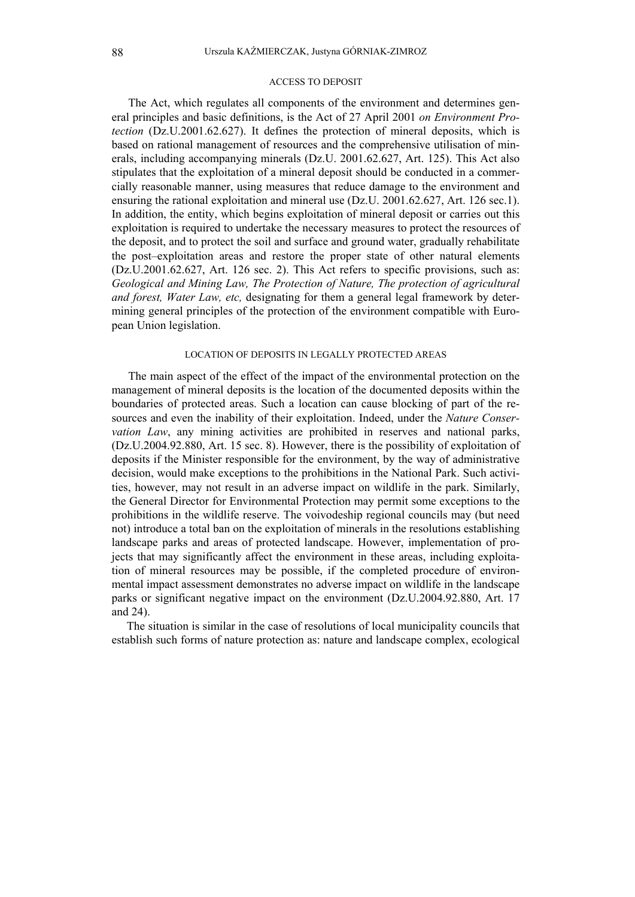## ACCESS TO DEPOSIT

The Act, which regulates all components of the environment and determines general principles and basic definitions, is the Act of 27 April 2001 *on Environment Protection* (Dz.U.2001.62.627). It defines the protection of mineral deposits, which is based on rational management of resources and the comprehensive utilisation of minerals, including accompanying minerals (Dz.U. 2001.62.627, Art. 125). This Act also stipulates that the exploitation of a mineral deposit should be conducted in a commercially reasonable manner, using measures that reduce damage to the environment and ensuring the rational exploitation and mineral use (Dz.U. 2001.62.627, Art. 126 sec.1). In addition, the entity, which begins exploitation of mineral deposit or carries out this exploitation is required to undertake the necessary measures to protect the resources of the deposit, and to protect the soil and surface and ground water, gradually rehabilitate the post–exploitation areas and restore the proper state of other natural elements (Dz.U.2001.62.627, Art. 126 sec. 2). This Act refers to specific provisions, such as: *Geological and Mining Law, The Protection of Nature, The protection of agricultural and forest, Water Law, etc,* designating for them a general legal framework by determining general principles of the protection of the environment compatible with European Union legislation.

## LOCATION OF DEPOSITS IN LEGALLY PROTECTED AREAS

The main aspect of the effect of the impact of the environmental protection on the management of mineral deposits is the location of the documented deposits within the boundaries of protected areas. Such a location can cause blocking of part of the resources and even the inability of their exploitation. Indeed, under the *Nature Conservation Law*, any mining activities are prohibited in reserves and national parks, (Dz.U.2004.92.880, Art. 15 sec. 8). However, there is the possibility of exploitation of deposits if the Minister responsible for the environment, by the way of administrative decision, would make exceptions to the prohibitions in the National Park. Such activities, however, may not result in an adverse impact on wildlife in the park. Similarly, the General Director for Environmental Protection may permit some exceptions to the prohibitions in the wildlife reserve. The voivodeship regional councils may (but need not) introduce a total ban on the exploitation of minerals in the resolutions establishing landscape parks and areas of protected landscape. However, implementation of projects that may significantly affect the environment in these areas, including exploitation of mineral resources may be possible, if the completed procedure of environmental impact assessment demonstrates no adverse impact on wildlife in the landscape parks or significant negative impact on the environment (Dz.U.2004.92.880, Art. 17 and 24).

The situation is similar in the case of resolutions of local municipality councils that establish such forms of nature protection as: nature and landscape complex, ecological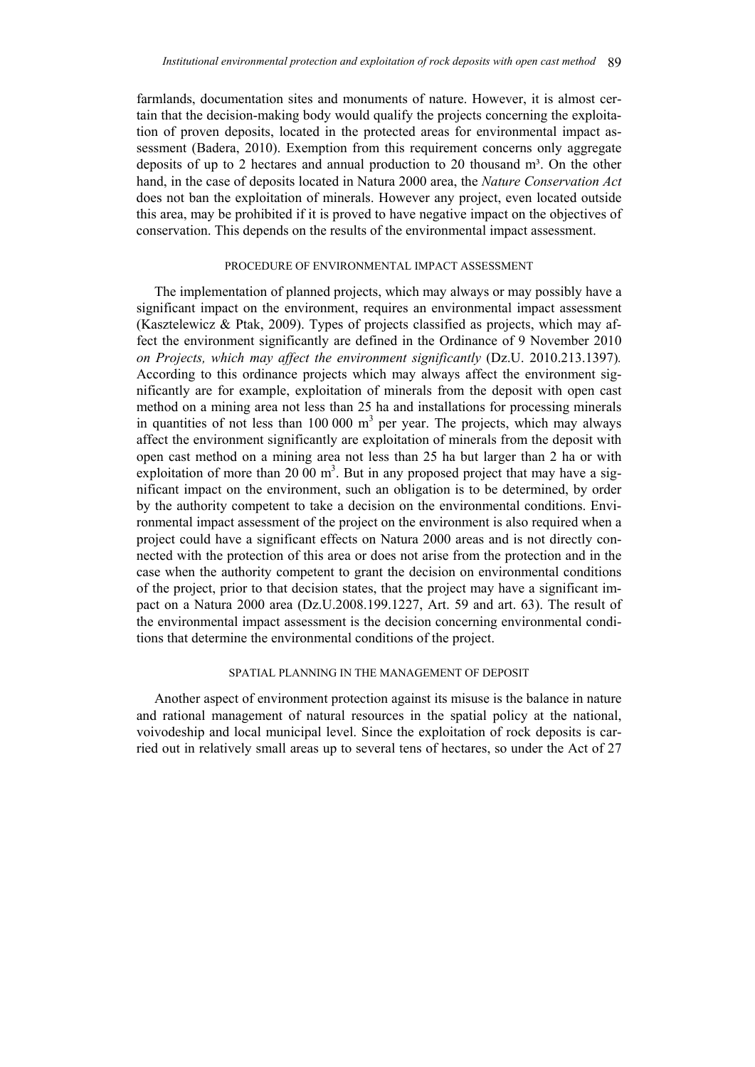farmlands, documentation sites and monuments of nature. However, it is almost certain that the decision-making body would qualify the projects concerning the exploitation of proven deposits, located in the protected areas for environmental impact assessment (Badera, 2010). Exemption from this requirement concerns only aggregate deposits of up to 2 hectares and annual production to 20 thousand m³. On the other hand, in the case of deposits located in Natura 2000 area, the *Nature Conservation Act* does not ban the exploitation of minerals. However any project, even located outside this area, may be prohibited if it is proved to have negative impact on the objectives of conservation. This depends on the results of the environmental impact assessment.

## PROCEDURE OF ENVIRONMENTAL IMPACT ASSESSMENT

The implementation of planned projects, which may always or may possibly have a significant impact on the environment, requires an environmental impact assessment (Kasztelewicz & Ptak, 2009). Types of projects classified as projects, which may affect the environment significantly are defined in the Ordinance of 9 November 2010 *on Projects, which may affect the environment significantly* (Dz.U. 2010.213.1397). According to this ordinance projects which may always affect the environment significantly are for example, exploitation of minerals from the deposit with open cast method on a mining area not less than 25 ha and installations for processing minerals in quantities of not less than 100 000 m$^3$ per year. The projects, which may always affect the environment significantly are exploitation of minerals from the deposit with open cast method on a mining area not less than 25 ha but larger than 2 ha or with exploitation of more than 20 00 m$^3$. But in any proposed project that may have a significant impact on the environment, such an obligation is to be determined, by order by the authority competent to take a decision on the environmental conditions. Environmental impact assessment of the project on the environment is also required when a project could have a significant effects on Natura 2000 areas and is not directly connected with the protection of this area or does not arise from the protection and in the case when the authority competent to grant the decision on environmental conditions of the project, prior to that decision states, that the project may have a significant impact on a Natura 2000 area (Dz.U.2008.199.1227, Art. 59 and art. 63). The result of the environmental impact assessment is the decision concerning environmental conditions that determine the environmental conditions of the project.

## SPATIAL PLANNING IN THE MANAGEMENT OF DEPOSIT

Another aspect of environment protection against its misuse is the balance in nature and rational management of natural resources in the spatial policy at the national, voivodeship and local municipal level. Since the exploitation of rock deposits is carried out in relatively small areas up to several tens of hectares, so under the Act of 27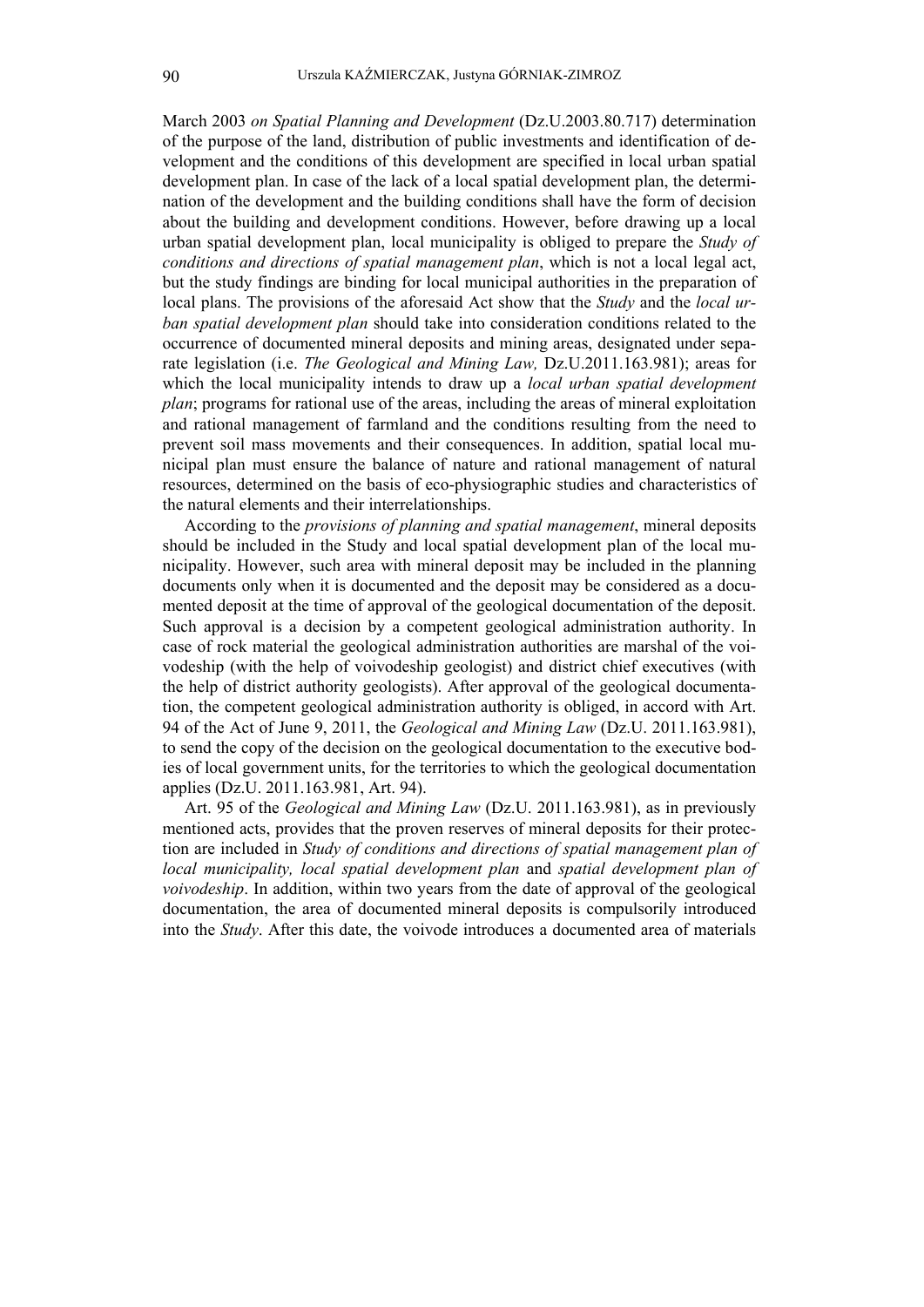March 2003 *on Spatial Planning and Development* (Dz.U.2003.80.717) determination of the purpose of the land, distribution of public investments and identification of development and the conditions of this development are specified in local urban spatial development plan. In case of the lack of a local spatial development plan, the determination of the development and the building conditions shall have the form of decision about the building and development conditions. However, before drawing up a local urban spatial development plan, local municipality is obliged to prepare the *Study of conditions and directions of spatial management plan*, which is not a local legal act, but the study findings are binding for local municipal authorities in the preparation of local plans. The provisions of the aforesaid Act show that the *Study* and the *local urban spatial development plan* should take into consideration conditions related to the occurrence of documented mineral deposits and mining areas, designated under separate legislation (i.e. *The Geological and Mining Law,* Dz.U.2011.163.981); areas for which the local municipality intends to draw up a *local urban spatial development plan*; programs for rational use of the areas, including the areas of mineral exploitation and rational management of farmland and the conditions resulting from the need to prevent soil mass movements and their consequences. In addition, spatial local municipal plan must ensure the balance of nature and rational management of natural resources, determined on the basis of eco-physiographic studies and characteristics of the natural elements and their interrelationships.

According to the *provisions of planning and spatial management*, mineral deposits should be included in the Study and local spatial development plan of the local municipality. However, such area with mineral deposit may be included in the planning documents only when it is documented and the deposit may be considered as a documented deposit at the time of approval of the geological documentation of the deposit. Such approval is a decision by a competent geological administration authority. In case of rock material the geological administration authorities are marshal of the voivodeship (with the help of voivodeship geologist) and district chief executives (with the help of district authority geologists). After approval of the geological documentation, the competent geological administration authority is obliged, in accord with Art. 94 of the Act of June 9, 2011, the *Geological and Mining Law* (Dz.U. 2011.163.981), to send the copy of the decision on the geological documentation to the executive bodies of local government units, for the territories to which the geological documentation applies (Dz.U. 2011.163.981, Art. 94).

Art. 95 of the *Geological and Mining Law* (Dz.U. 2011.163.981), as in previously mentioned acts, provides that the proven reserves of mineral deposits for their protection are included in *Study of conditions and directions of spatial management plan of local municipality, local spatial development plan* and *spatial development plan of voivodeship*. In addition, within two years from the date of approval of the geological documentation, the area of documented mineral deposits is compulsorily introduced into the *Study*. After this date, the voivode introduces a documented area of materials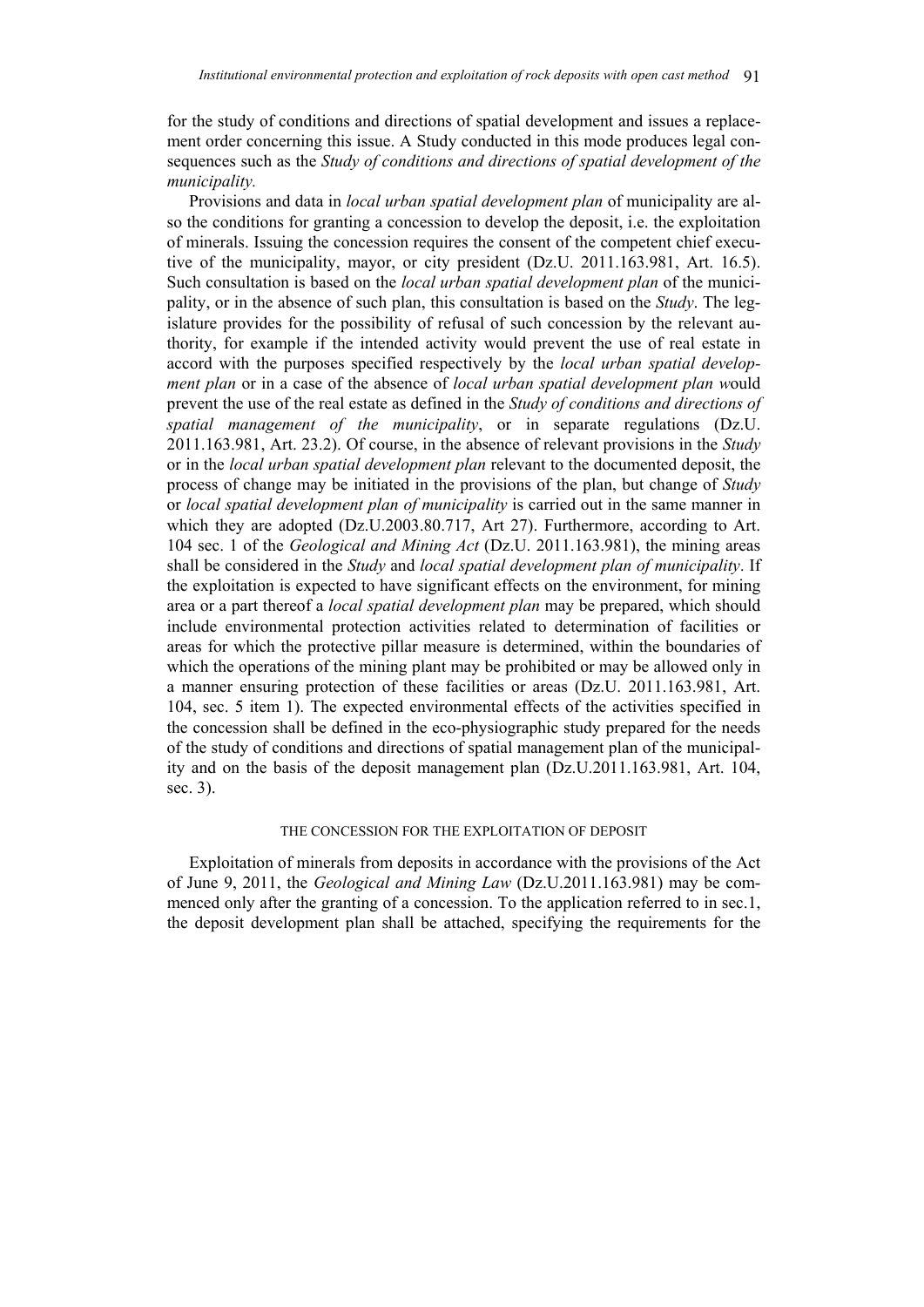for the study of conditions and directions of spatial development and issues a replacement order concerning this issue. A Study conducted in this mode produces legal consequences such as the *Study of conditions and directions of spatial development of the municipality.*

Provisions and data in *local urban spatial development plan* of municipality are also the conditions for granting a concession to develop the deposit, i.e. the exploitation of minerals. Issuing the concession requires the consent of the competent chief executive of the municipality, mayor, or city president (Dz.U. 2011.163.981, Art. 16.5). Such consultation is based on the *local urban spatial development plan* of the municipality, or in the absence of such plan, this consultation is based on the *Study*. The legislature provides for the possibility of refusal of such concession by the relevant authority, for example if the intended activity would prevent the use of real estate in accord with the purposes specified respectively by the *local urban spatial development plan* or in a case of the absence of *local urban spatial development plan w*ould prevent the use of the real estate as defined in the *Study of conditions and directions of spatial management of the municipality*, or in separate regulations (Dz.U. 2011.163.981, Art. 23.2). Of course, in the absence of relevant provisions in the *Study* or in the *local urban spatial development plan* relevant to the documented deposit, the process of change may be initiated in the provisions of the plan, but change of *Study* or *local spatial development plan of municipality* is carried out in the same manner in which they are adopted (Dz.U.2003.80.717, Art 27). Furthermore, according to Art. 104 sec. 1 of the *Geological and Mining Act* (Dz.U. 2011.163.981), the mining areas shall be considered in the *Study* and *local spatial development plan of municipality*. If the exploitation is expected to have significant effects on the environment, for mining area or a part thereof a *local spatial development plan* may be prepared, which should include environmental protection activities related to determination of facilities or areas for which the protective pillar measure is determined, within the boundaries of which the operations of the mining plant may be prohibited or may be allowed only in a manner ensuring protection of these facilities or areas (Dz.U. 2011.163.981, Art. 104, sec. 5 item 1). The expected environmental effects of the activities specified in the concession shall be defined in the eco-physiographic study prepared for the needs of the study of conditions and directions of spatial management plan of the municipality and on the basis of the deposit management plan (Dz.U.2011.163.981, Art. 104, sec. 3).

## THE CONCESSION FOR THE EXPLOITATION OF DEPOSIT

Exploitation of minerals from deposits in accordance with the provisions of the Act of June 9, 2011, the *Geological and Mining Law* (Dz.U.2011.163.981) may be commenced only after the granting of a concession. To the application referred to in sec.1, the deposit development plan shall be attached, specifying the requirements for the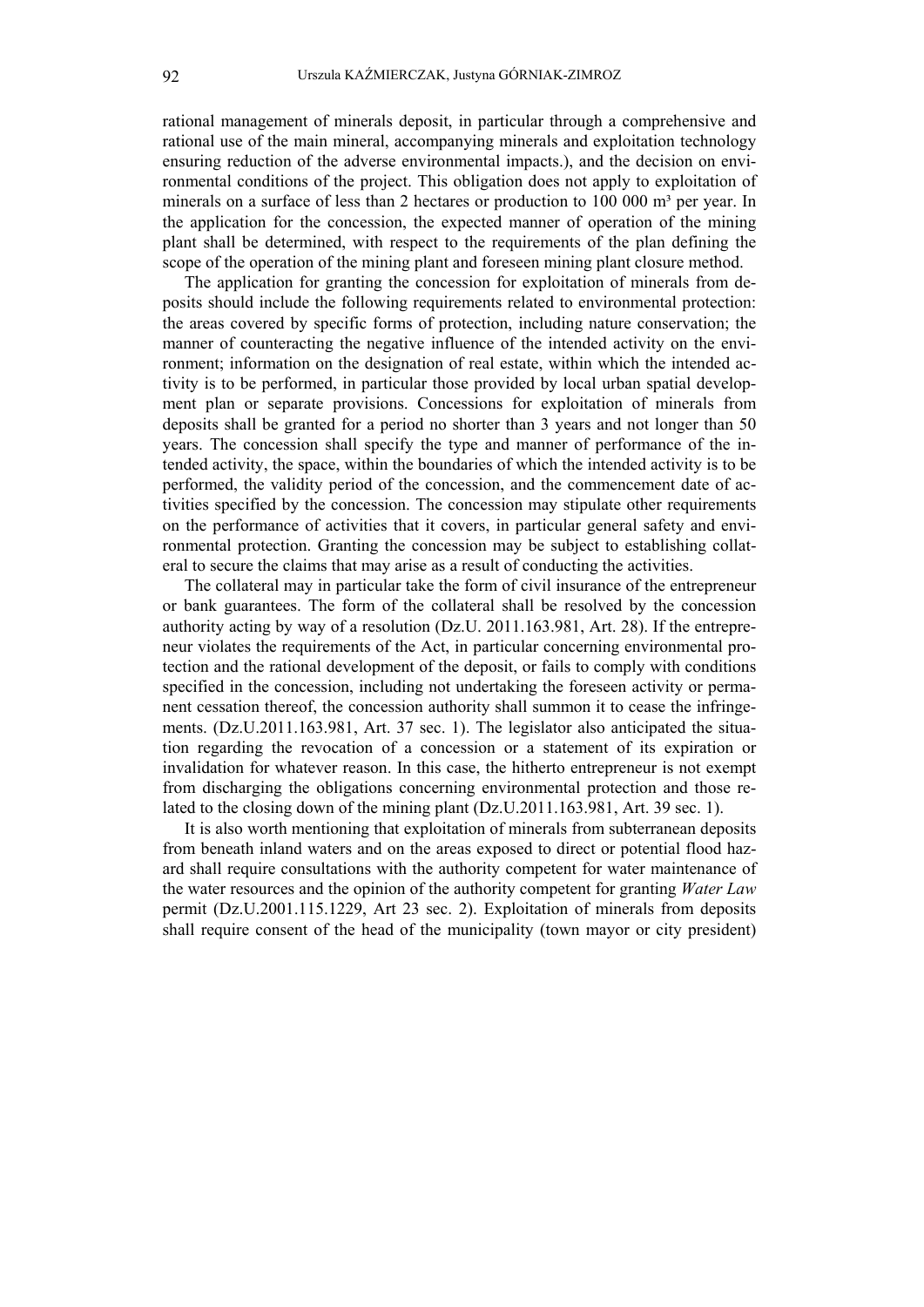rational management of minerals deposit, in particular through a comprehensive and rational use of the main mineral, accompanying minerals and exploitation technology ensuring reduction of the adverse environmental impacts.), and the decision on environmental conditions of the project. This obligation does not apply to exploitation of minerals on a surface of less than 2 hectares or production to 100 000 m³ per year. In the application for the concession, the expected manner of operation of the mining plant shall be determined, with respect to the requirements of the plan defining the scope of the operation of the mining plant and foreseen mining plant closure method.

The application for granting the concession for exploitation of minerals from deposits should include the following requirements related to environmental protection: the areas covered by specific forms of protection, including nature conservation; the manner of counteracting the negative influence of the intended activity on the environment; information on the designation of real estate, within which the intended activity is to be performed, in particular those provided by local urban spatial development plan or separate provisions. Concessions for exploitation of minerals from deposits shall be granted for a period no shorter than 3 years and not longer than 50 years. The concession shall specify the type and manner of performance of the intended activity, the space, within the boundaries of which the intended activity is to be performed, the validity period of the concession, and the commencement date of activities specified by the concession. The concession may stipulate other requirements on the performance of activities that it covers, in particular general safety and environmental protection. Granting the concession may be subject to establishing collateral to secure the claims that may arise as a result of conducting the activities.

The collateral may in particular take the form of civil insurance of the entrepreneur or bank guarantees. The form of the collateral shall be resolved by the concession authority acting by way of a resolution (Dz.U. 2011.163.981, Art. 28). If the entrepreneur violates the requirements of the Act, in particular concerning environmental protection and the rational development of the deposit, or fails to comply with conditions specified in the concession, including not undertaking the foreseen activity or permanent cessation thereof, the concession authority shall summon it to cease the infringements. (Dz.U.2011.163.981, Art. 37 sec. 1). The legislator also anticipated the situation regarding the revocation of a concession or a statement of its expiration or invalidation for whatever reason. In this case, the hitherto entrepreneur is not exempt from discharging the obligations concerning environmental protection and those related to the closing down of the mining plant (Dz.U.2011.163.981, Art. 39 sec. 1).

It is also worth mentioning that exploitation of minerals from subterranean deposits from beneath inland waters and on the areas exposed to direct or potential flood hazard shall require consultations with the authority competent for water maintenance of the water resources and the opinion of the authority competent for granting *Water Law* permit (Dz.U.2001.115.1229, Art 23 sec. 2). Exploitation of minerals from deposits shall require consent of the head of the municipality (town mayor or city president)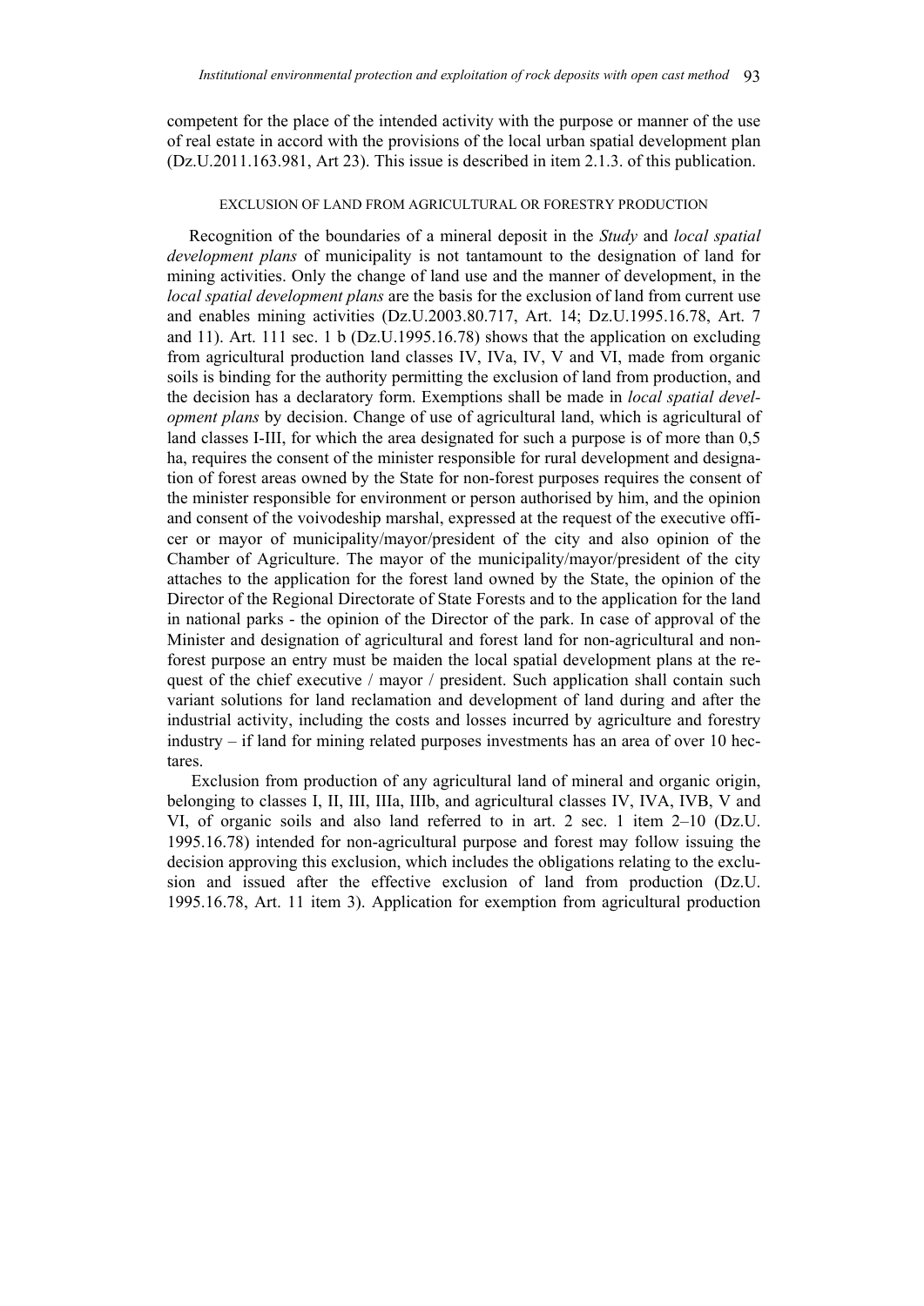competent for the place of the intended activity with the purpose or manner of the use of real estate in accord with the provisions of the local urban spatial development plan (Dz.U.2011.163.981, Art 23). This issue is described in item 2.1.3. of this publication.

### EXCLUSION OF LAND FROM AGRICULTURAL OR FORESTRY PRODUCTION

Recognition of the boundaries of a mineral deposit in the *Study* and *local spatial development plans* of municipality is not tantamount to the designation of land for mining activities. Only the change of land use and the manner of development, in the *local spatial development plans* are the basis for the exclusion of land from current use and enables mining activities (Dz.U.2003.80.717, Art. 14; Dz.U.1995.16.78, Art. 7 and 11). Art. 111 sec. 1 b (Dz.U.1995.16.78) shows that the application on excluding from agricultural production land classes IV, IVa, IV, V and VI, made from organic soils is binding for the authority permitting the exclusion of land from production, and the decision has a declaratory form. Exemptions shall be made in *local spatial development plans* by decision. Change of use of agricultural land, which is agricultural of land classes I-III, for which the area designated for such a purpose is of more than 0,5 ha, requires the consent of the minister responsible for rural development and designation of forest areas owned by the State for non-forest purposes requires the consent of the minister responsible for environment or person authorised by him, and the opinion and consent of the voivodeship marshal, expressed at the request of the executive officer or mayor of municipality/mayor/president of the city and also opinion of the Chamber of Agriculture. The mayor of the municipality/mayor/president of the city attaches to the application for the forest land owned by the State, the opinion of the Director of the Regional Directorate of State Forests and to the application for the land in national parks - the opinion of the Director of the park. In case of approval of the Minister and designation of agricultural and forest land for non-agricultural and non-forest purpose an entry must be maiden the local spatial development plans at the request of the chief executive / mayor / president. Such application shall contain such variant solutions for land reclamation and development of land during and after the industrial activity, including the costs and losses incurred by agriculture and forestry industry – if land for mining related purposes investments has an area of over 10 hectares.

Exclusion from production of any agricultural land of mineral and organic origin, belonging to classes I, II, III, IIIa, IIIb, and agricultural classes IV, IVA, IVB, V and VI, of organic soils and also land referred to in art. 2 sec. 1 item 2–10 (Dz.U. 1995.16.78) intended for non-agricultural purpose and forest may follow issuing the decision approving this exclusion, which includes the obligations relating to the exclusion and issued after the effective exclusion of land from production (Dz.U. 1995.16.78, Art. 11 item 3). Application for exemption from agricultural production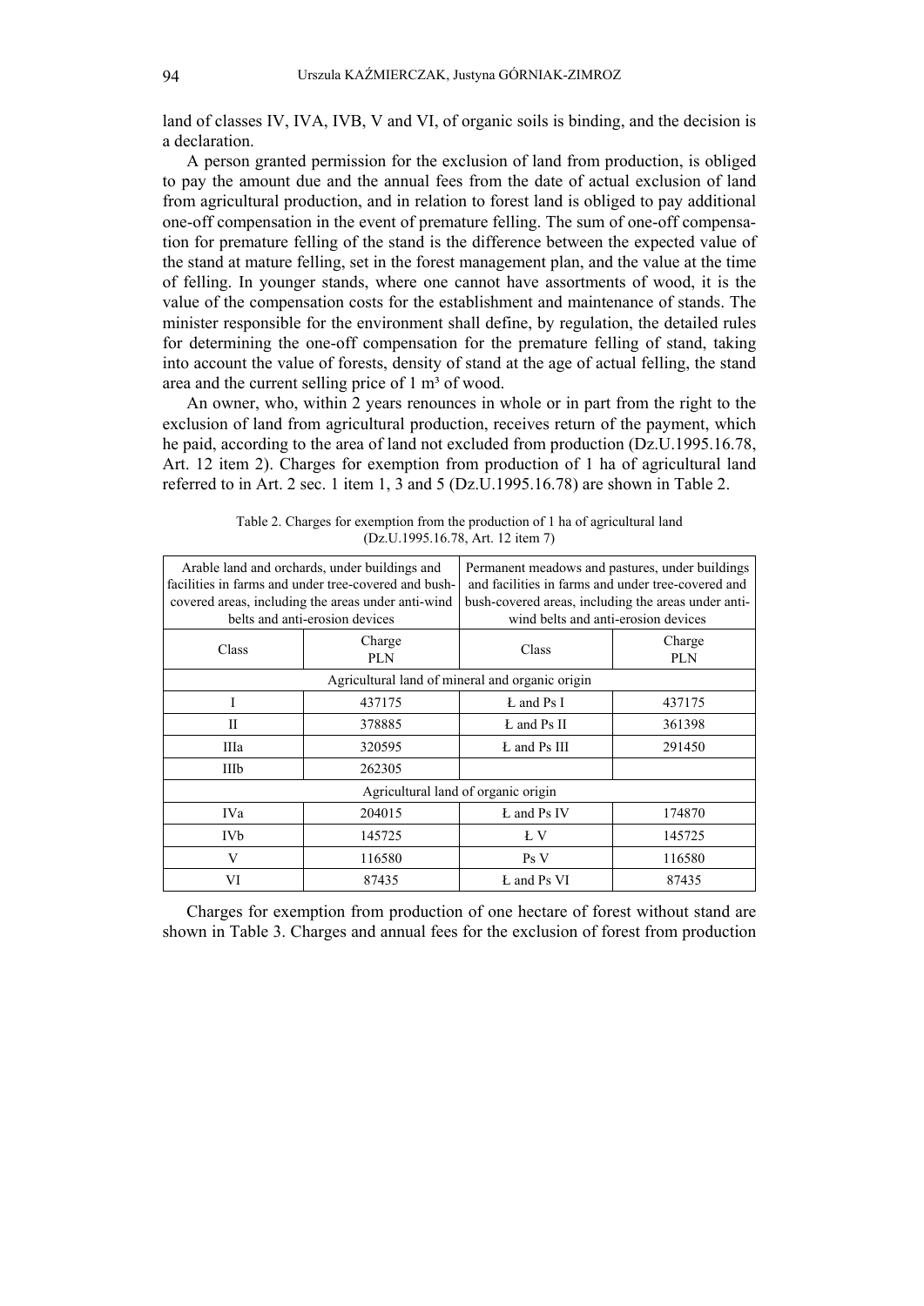land of classes IV, IVA, IVB, V and VI, of organic soils is binding, and the decision is a declaration.

A person granted permission for the exclusion of land from production, is obliged to pay the amount due and the annual fees from the date of actual exclusion of land from agricultural production, and in relation to forest land is obliged to pay additional one-off compensation in the event of premature felling. The sum of one-off compensation for premature felling of the stand is the difference between the expected value of the stand at mature felling, set in the forest management plan, and the value at the time of felling. In younger stands, where one cannot have assortments of wood, it is the value of the compensation costs for the establishment and maintenance of stands. The minister responsible for the environment shall define, by regulation, the detailed rules for determining the one-off compensation for the premature felling of stand, taking into account the value of forests, density of stand at the age of actual felling, the stand area and the current selling price of 1 m³ of wood.

An owner, who, within 2 years renounces in whole or in part from the right to the exclusion of land from agricultural production, receives return of the payment, which he paid, according to the area of land not excluded from production (Dz.U.1995.16.78, Art. 12 item 2). Charges for exemption from production of 1 ha of agricultural land referred to in Art. 2 sec. 1 item 1, 3 and 5 (Dz.U.1995.16.78) are shown in Table 2.

Table 2. Charges for exemption from the production of 1 ha of agricultural land (Dz.U.1995.16.78, Art. 12 item 7)

| Arable land and orchards, under buildings and facilities in farms and under tree-covered and bush-covered areas, including the areas under anti-wind belts and anti-erosion devices | | Permanent meadows and pastures, under buildings and facilities in farms and under tree-covered and bush-covered areas, including the areas under anti-wind belts and anti-erosion devices | |
|---|---|---|---|
| Class | Charge PLN | Class | Charge PLN |
| Agricultural land of mineral and organic origin | | | |
| I | 437175 | Ł and Ps I | 437175 |
| II | 378885 | Ł and Ps II | 361398 |
| IIIa | 320595 | Ł and Ps III | 291450 |
| IIIb | 262305 | | |
| Agricultural land of organic origin | | | |
| IVa | 204015 | Ł and Ps IV | 174870 |
| IVb | 145725 | Ł V | 145725 |
| V | 116580 | Ps V | 116580 |
| VI | 87435 | Ł and Ps VI | 87435 |

Charges for exemption from production of one hectare of forest without stand are shown in Table 3. Charges and annual fees for the exclusion of forest from production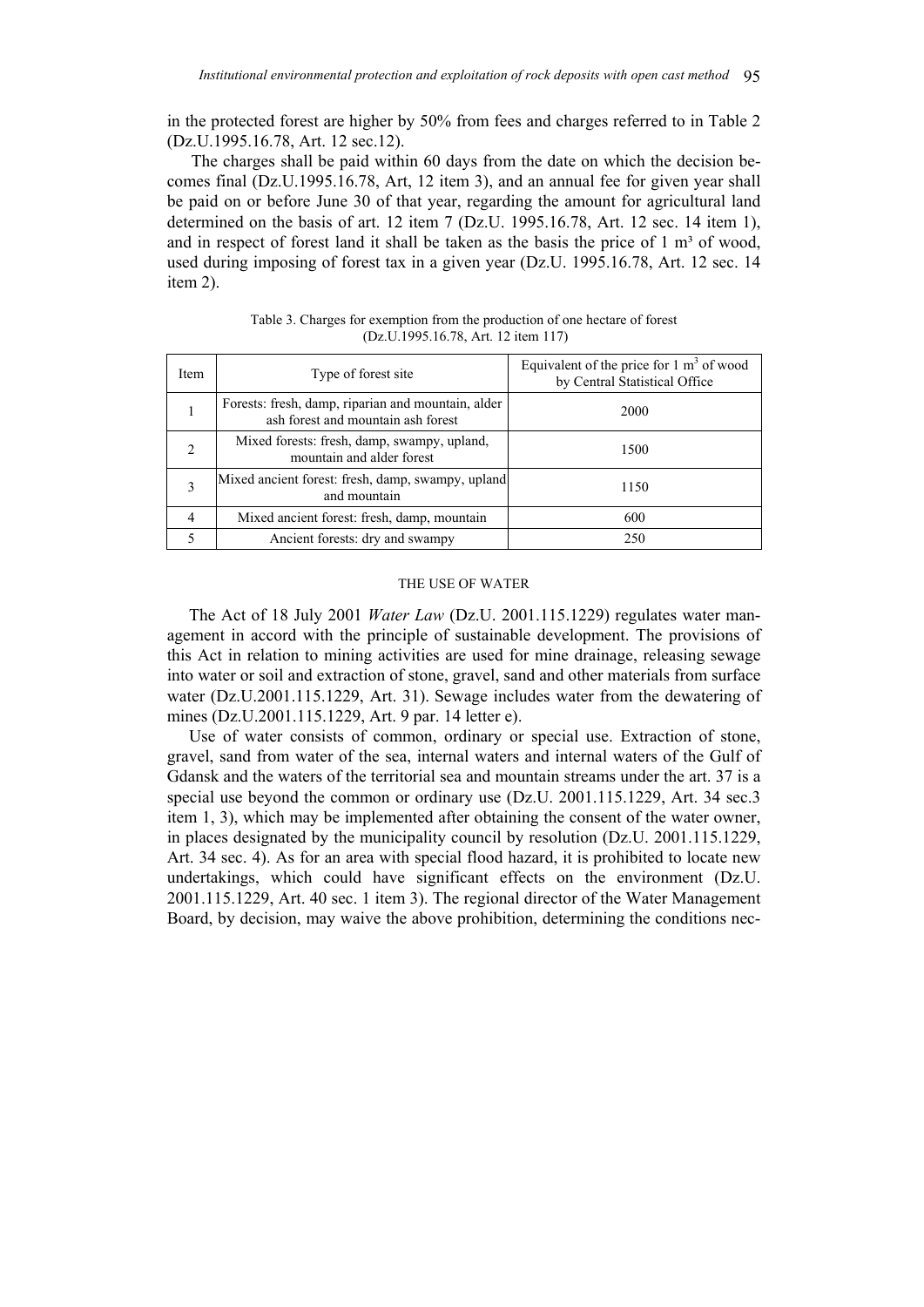in the protected forest are higher by 50% from fees and charges referred to in Table 2 (Dz.U.1995.16.78, Art. 12 sec.12).

The charges shall be paid within 60 days from the date on which the decision becomes final (Dz.U.1995.16.78, Art, 12 item 3), and an annual fee for given year shall be paid on or before June 30 of that year, regarding the amount for agricultural land determined on the basis of art. 12 item 7 (Dz.U. 1995.16.78, Art. 12 sec. 14 item 1), and in respect of forest land it shall be taken as the basis the price of 1 m³ of wood, used during imposing of forest tax in a given year (Dz.U. 1995.16.78, Art. 12 sec. 14 item 2).

Table 3. Charges for exemption from the production of one hectare of forest (Dz.U.1995.16.78, Art. 12 item 117)

| Item | Type of forest site | Equivalent of the price for 1 $m^3$ of wood by Central Statistical Office |
|---|---|---|
| 1 | Forests: fresh, damp, riparian and mountain, alder ash forest and mountain ash forest | 2000 |
| 2 | Mixed forests: fresh, damp, swampy, upland, mountain and alder forest | 1500 |
| 3 | Mixed ancient forest: fresh, damp, swampy, upland and mountain | 1150 |
| 4 | Mixed ancient forest: fresh, damp, mountain | 600 |
| 5 | Ancient forests: dry and swampy | 250 |

## THE USE OF WATER

The Act of 18 July 2001 *Water Law* (Dz.U. 2001.115.1229) regulates water management in accord with the principle of sustainable development. The provisions of this Act in relation to mining activities are used for mine drainage, releasing sewage into water or soil and extraction of stone, gravel, sand and other materials from surface water (Dz.U.2001.115.1229, Art. 31). Sewage includes water from the dewatering of mines (Dz.U.2001.115.1229, Art. 9 par. 14 letter e).

Use of water consists of common, ordinary or special use. Extraction of stone, gravel, sand from water of the sea, internal waters and internal waters of the Gulf of Gdansk and the waters of the territorial sea and mountain streams under the art. 37 is a special use beyond the common or ordinary use (Dz.U. 2001.115.1229, Art. 34 sec.3 item 1, 3), which may be implemented after obtaining the consent of the water owner, in places designated by the municipality council by resolution (Dz.U. 2001.115.1229, Art. 34 sec. 4). As for an area with special flood hazard, it is prohibited to locate new undertakings, which could have significant effects on the environment (Dz.U. 2001.115.1229, Art. 40 sec. 1 item 3). The regional director of the Water Management Board, by decision, may waive the above prohibition, determining the conditions nec-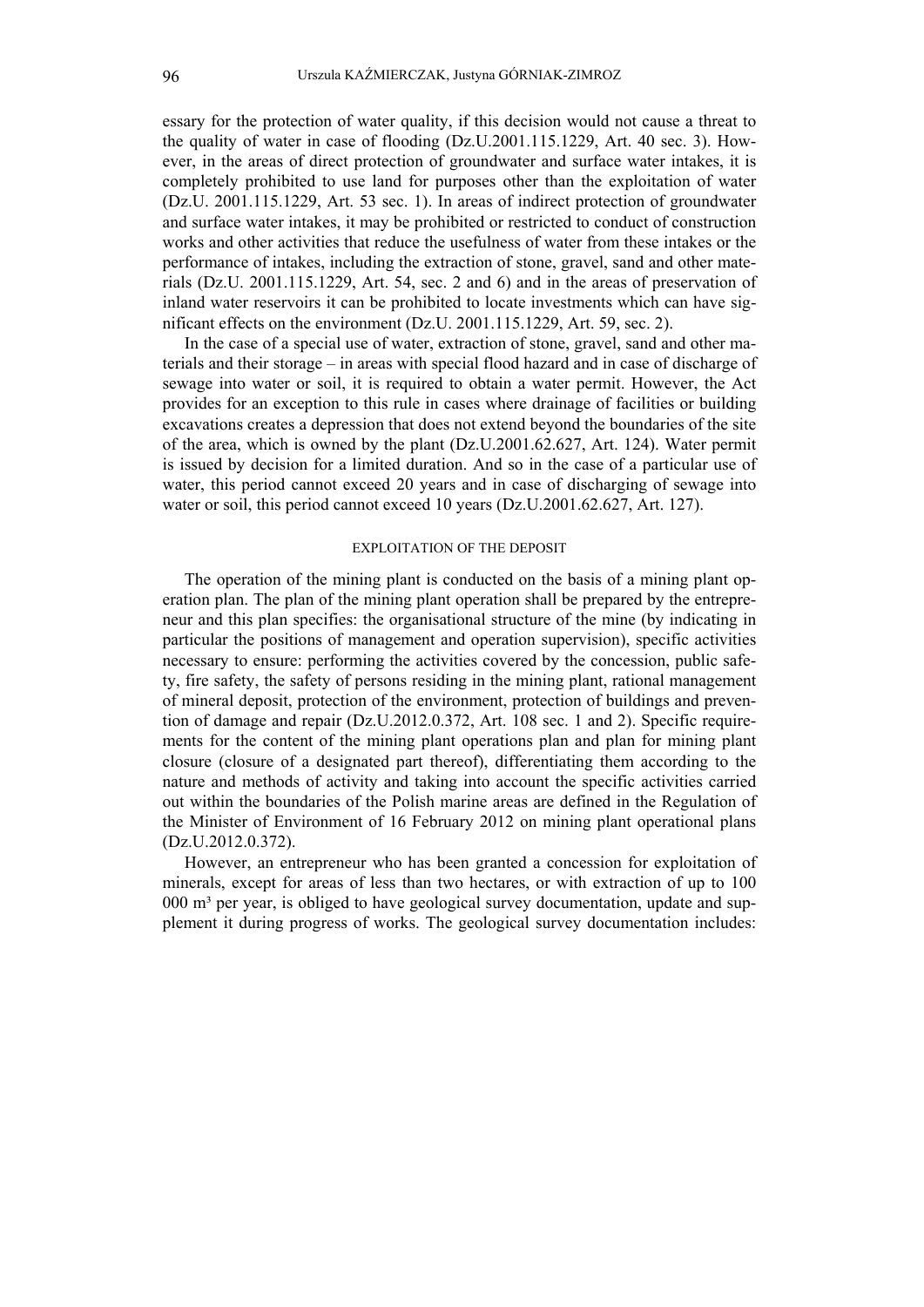essary for the protection of water quality, if this decision would not cause a threat to the quality of water in case of flooding (Dz.U.2001.115.1229, Art. 40 sec. 3). However, in the areas of direct protection of groundwater and surface water intakes, it is completely prohibited to use land for purposes other than the exploitation of water (Dz.U. 2001.115.1229, Art. 53 sec. 1). In areas of indirect protection of groundwater and surface water intakes, it may be prohibited or restricted to conduct of construction works and other activities that reduce the usefulness of water from these intakes or the performance of intakes, including the extraction of stone, gravel, sand and other materials (Dz.U. 2001.115.1229, Art. 54, sec. 2 and 6) and in the areas of preservation of inland water reservoirs it can be prohibited to locate investments which can have significant effects on the environment (Dz.U. 2001.115.1229, Art. 59, sec. 2).

In the case of a special use of water, extraction of stone, gravel, sand and other materials and their storage – in areas with special flood hazard and in case of discharge of sewage into water or soil, it is required to obtain a water permit. However, the Act provides for an exception to this rule in cases where drainage of facilities or building excavations creates a depression that does not extend beyond the boundaries of the site of the area, which is owned by the plant (Dz.U.2001.62.627, Art. 124). Water permit is issued by decision for a limited duration. And so in the case of a particular use of water, this period cannot exceed 20 years and in case of discharging of sewage into water or soil, this period cannot exceed 10 years (Dz.U.2001.62.627, Art. 127).

## EXPLOITATION OF THE DEPOSIT

The operation of the mining plant is conducted on the basis of a mining plant operation plan. The plan of the mining plant operation shall be prepared by the entrepreneur and this plan specifies: the organisational structure of the mine (by indicating in particular the positions of management and operation supervision), specific activities necessary to ensure: performing the activities covered by the concession, public safety, fire safety, the safety of persons residing in the mining plant, rational management of mineral deposit, protection of the environment, protection of buildings and prevention of damage and repair (Dz.U.2012.0.372, Art. 108 sec. 1 and 2). Specific requirements for the content of the mining plant operations plan and plan for mining plant closure (closure of a designated part thereof), differentiating them according to the nature and methods of activity and taking into account the specific activities carried out within the boundaries of the Polish marine areas are defined in the Regulation of the Minister of Environment of 16 February 2012 on mining plant operational plans (Dz.U.2012.0.372).

However, an entrepreneur who has been granted a concession for exploitation of minerals, except for areas of less than two hectares, or with extraction of up to 100 000 m³ per year, is obliged to have geological survey documentation, update and supplement it during progress of works. The geological survey documentation includes: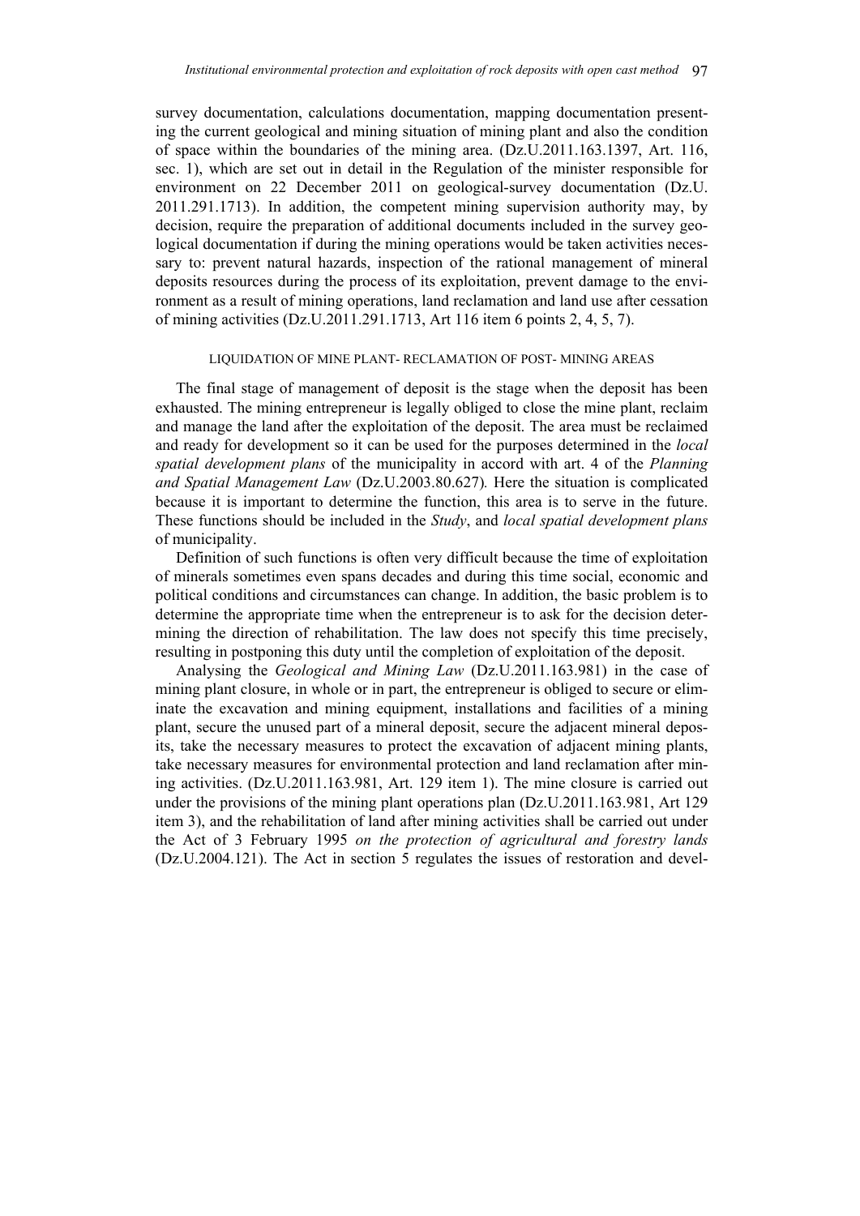survey documentation, calculations documentation, mapping documentation presenting the current geological and mining situation of mining plant and also the condition of space within the boundaries of the mining area. (Dz.U.2011.163.1397, Art. 116, sec. 1), which are set out in detail in the Regulation of the minister responsible for environment on 22 December 2011 on geological-survey documentation (Dz.U. 2011.291.1713). In addition, the competent mining supervision authority may, by decision, require the preparation of additional documents included in the survey geological documentation if during the mining operations would be taken activities necessary to: prevent natural hazards, inspection of the rational management of mineral deposits resources during the process of its exploitation, prevent damage to the environment as a result of mining operations, land reclamation and land use after cessation of mining activities (Dz.U.2011.291.1713, Art 116 item 6 points 2, 4, 5, 7).

## LIQUIDATION OF MINE PLANT- RECLAMATION OF POST- MINING AREAS

The final stage of management of deposit is the stage when the deposit has been exhausted. The mining entrepreneur is legally obliged to close the mine plant, reclaim and manage the land after the exploitation of the deposit. The area must be reclaimed and ready for development so it can be used for the purposes determined in the *local spatial development plans* of the municipality in accord with art. 4 of the *Planning and Spatial Management Law* (Dz.U.2003.80.627)*.* Here the situation is complicated because it is important to determine the function, this area is to serve in the future. These functions should be included in the *Study*, and *local spatial development plans* of municipality.

Definition of such functions is often very difficult because the time of exploitation of minerals sometimes even spans decades and during this time social, economic and political conditions and circumstances can change. In addition, the basic problem is to determine the appropriate time when the entrepreneur is to ask for the decision determining the direction of rehabilitation. The law does not specify this time precisely, resulting in postponing this duty until the completion of exploitation of the deposit.

Analysing the *Geological and Mining Law* (Dz.U.2011.163.981) in the case of mining plant closure, in whole or in part, the entrepreneur is obliged to secure or eliminate the excavation and mining equipment, installations and facilities of a mining plant, secure the unused part of a mineral deposit, secure the adjacent mineral deposits, take the necessary measures to protect the excavation of adjacent mining plants, take necessary measures for environmental protection and land reclamation after mining activities. (Dz.U.2011.163.981, Art. 129 item 1). The mine closure is carried out under the provisions of the mining plant operations plan (Dz.U.2011.163.981, Art 129 item 3), and the rehabilitation of land after mining activities shall be carried out under the Act of 3 February 1995 *on the protection of agricultural and forestry lands* (Dz.U.2004.121). The Act in section 5 regulates the issues of restoration and devel-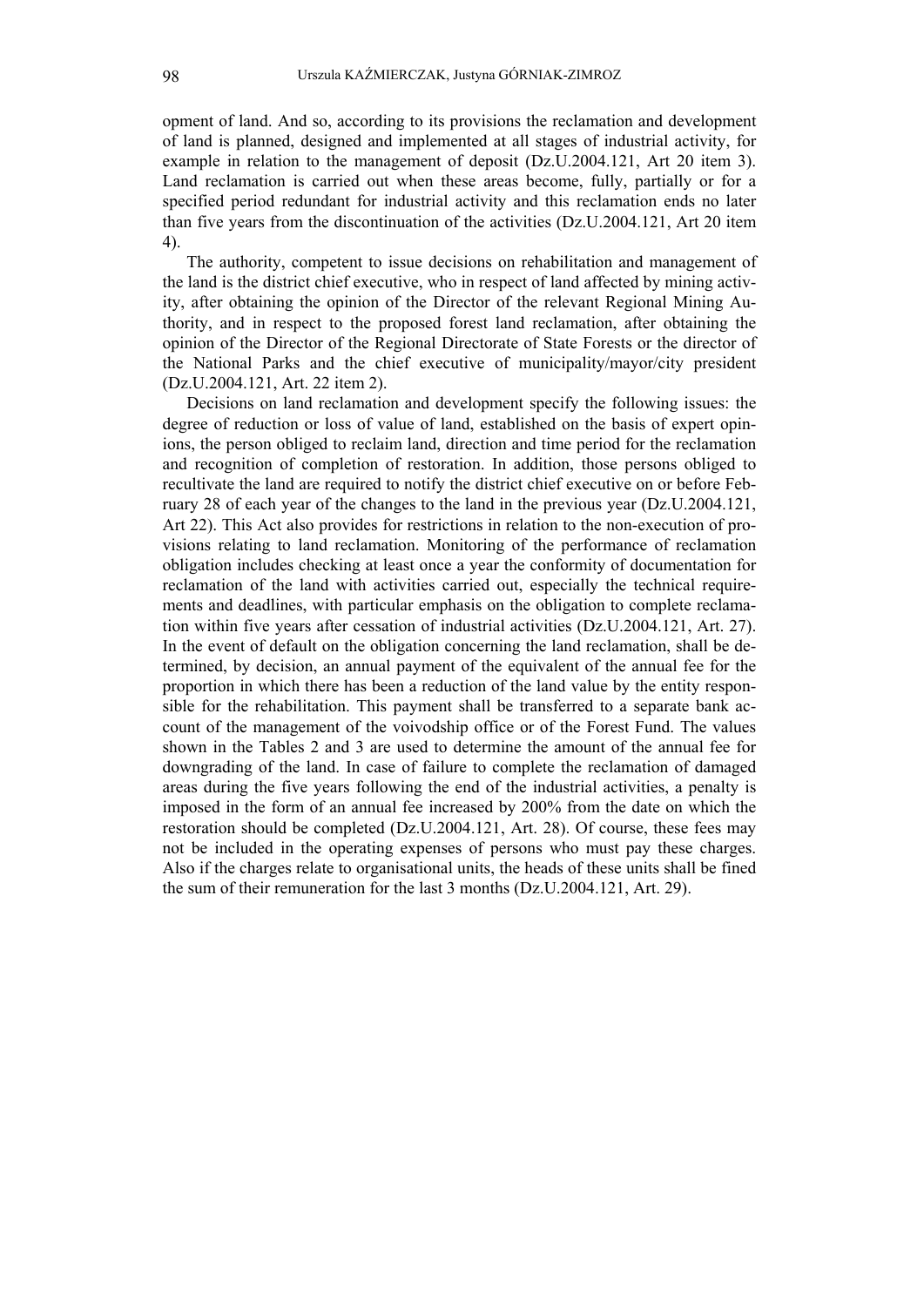opment of land. And so, according to its provisions the reclamation and development of land is planned, designed and implemented at all stages of industrial activity, for example in relation to the management of deposit (Dz.U.2004.121, Art 20 item 3). Land reclamation is carried out when these areas become, fully, partially or for a specified period redundant for industrial activity and this reclamation ends no later than five years from the discontinuation of the activities (Dz.U.2004.121, Art 20 item 4).

The authority, competent to issue decisions on rehabilitation and management of the land is the district chief executive, who in respect of land affected by mining activity, after obtaining the opinion of the Director of the relevant Regional Mining Authority, and in respect to the proposed forest land reclamation, after obtaining the opinion of the Director of the Regional Directorate of State Forests or the director of the National Parks and the chief executive of municipality/mayor/city president (Dz.U.2004.121, Art. 22 item 2).

Decisions on land reclamation and development specify the following issues: the degree of reduction or loss of value of land, established on the basis of expert opinions, the person obliged to reclaim land, direction and time period for the reclamation and recognition of completion of restoration. In addition, those persons obliged to recultivate the land are required to notify the district chief executive on or before February 28 of each year of the changes to the land in the previous year (Dz.U.2004.121, Art 22). This Act also provides for restrictions in relation to the non-execution of provisions relating to land reclamation. Monitoring of the performance of reclamation obligation includes checking at least once a year the conformity of documentation for reclamation of the land with activities carried out, especially the technical requirements and deadlines, with particular emphasis on the obligation to complete reclamation within five years after cessation of industrial activities (Dz.U.2004.121, Art. 27). In the event of default on the obligation concerning the land reclamation, shall be determined, by decision, an annual payment of the equivalent of the annual fee for the proportion in which there has been a reduction of the land value by the entity responsible for the rehabilitation. This payment shall be transferred to a separate bank account of the management of the voivodship office or of the Forest Fund. The values shown in the Tables 2 and 3 are used to determine the amount of the annual fee for downgrading of the land. In case of failure to complete the reclamation of damaged areas during the five years following the end of the industrial activities, a penalty is imposed in the form of an annual fee increased by 200% from the date on which the restoration should be completed (Dz.U.2004.121, Art. 28). Of course, these fees may not be included in the operating expenses of persons who must pay these charges. Also if the charges relate to organisational units, the heads of these units shall be fined the sum of their remuneration for the last 3 months (Dz.U.2004.121, Art. 29).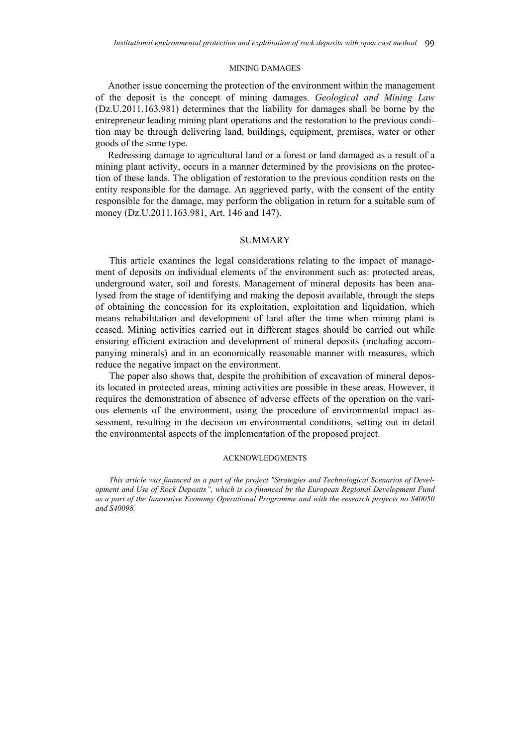## MINING DAMAGES

Another issue concerning the protection of the environment within the management of the deposit is the concept of mining damages. *Geological and Mining Law* (Dz.U.2011.163.981) determines that the liability for damages shall be borne by the entrepreneur leading mining plant operations and the restoration to the previous condition may be through delivering land, buildings, equipment, premises, water or other goods of the same type.

Redressing damage to agricultural land or a forest or land damaged as a result of a mining plant activity, occurs in a manner determined by the provisions on the protection of these lands. The obligation of restoration to the previous condition rests on the entity responsible for the damage. An aggrieved party, with the consent of the entity responsible for the damage, may perform the obligation in return for a suitable sum of money (Dz.U.2011.163.981, Art. 146 and 147).

## SUMMARY

This article examines the legal considerations relating to the impact of management of deposits on individual elements of the environment such as: protected areas, underground water, soil and forests. Management of mineral deposits has been analysed from the stage of identifying and making the deposit available, through the steps of obtaining the concession for its exploitation, exploitation and liquidation, which means rehabilitation and development of land after the time when mining plant is ceased. Mining activities carried out in different stages should be carried out while ensuring efficient extraction and development of mineral deposits (including accompanying minerals) and in an economically reasonable manner with measures, which reduce the negative impact on the environment.

The paper also shows that, despite the prohibition of excavation of mineral deposits located in protected areas, mining activities are possible in these areas. However, it requires the demonstration of absence of adverse effects of the operation on the various elements of the environment, using the procedure of environmental impact assessment, resulting in the decision on environmental conditions, setting out in detail the environmental aspects of the implementation of the proposed project.

## ACKNOWLEDGMENTS

*This article was financed as a part of the project "Strategies and Technological Scenarios of Development and Use of Rock Deposits", which is co-financed by the European Regional Development Fund as a part of the Innovative Economy Operational Programme and with the research projects no S40050 and S40098.*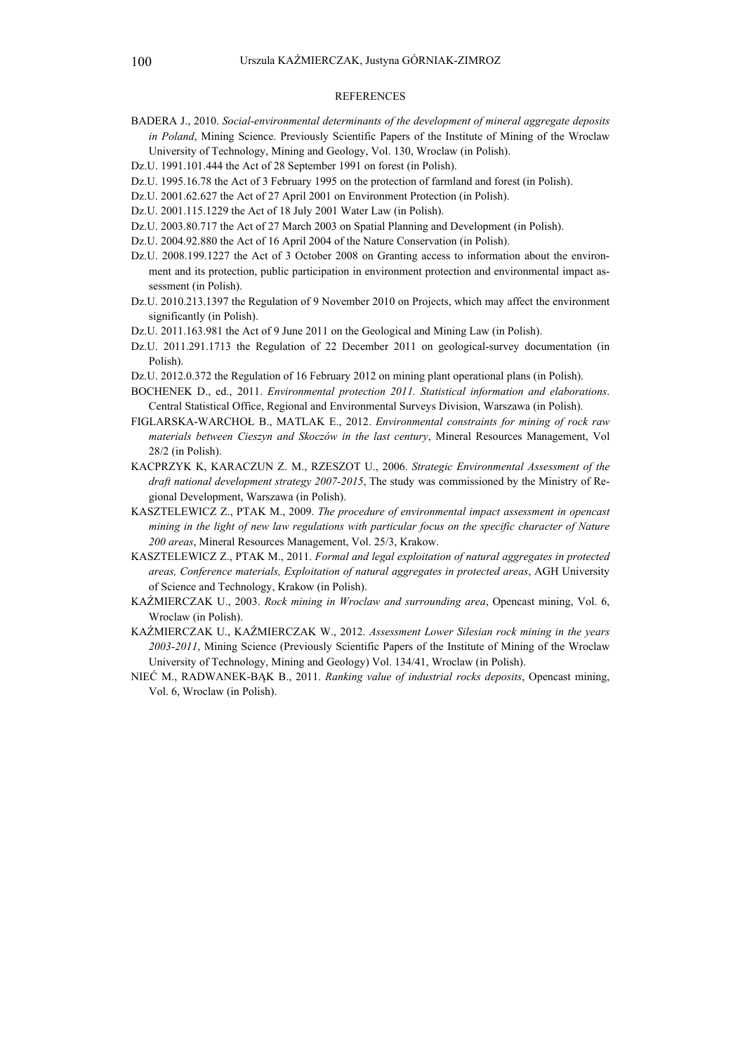## REFERENCES

BADERA J., 2010. *Social-environmental determinants of the development of mineral aggregate deposits in Poland*, Mining Science. Previously Scientific Papers of the Institute of Mining of the Wroclaw University of Technology, Mining and Geology, Vol. 130, Wroclaw (in Polish).

Dz.U. 1991.101.444 the Act of 28 September 1991 on forest (in Polish).

Dz.U. 1995.16.78 the Act of 3 February 1995 on the protection of farmland and forest (in Polish).

Dz.U. 2001.62.627 the Act of 27 April 2001 on Environment Protection (in Polish).

Dz.U. 2001.115.1229 the Act of 18 July 2001 Water Law (in Polish).

Dz.U. 2003.80.717 the Act of 27 March 2003 on Spatial Planning and Development (in Polish).

Dz.U. 2004.92.880 the Act of 16 April 2004 of the Nature Conservation (in Polish).

Dz.U. 2008.199.1227 the Act of 3 October 2008 on Granting access to information about the environment and its protection, public participation in environment protection and environmental impact assessment (in Polish).

Dz.U. 2010.213.1397 the Regulation of 9 November 2010 on Projects, which may affect the environment significantly (in Polish).

Dz.U. 2011.163.981 the Act of 9 June 2011 on the Geological and Mining Law (in Polish).

Dz.U. 2011.291.1713 the Regulation of 22 December 2011 on geological-survey documentation (in Polish).

Dz.U. 2012.0.372 the Regulation of 16 February 2012 on mining plant operational plans (in Polish).

BOCHENEK D., ed., 2011. *Environmental protection 2011. Statistical information and elaborations*. Central Statistical Office, Regional and Environmental Surveys Division, Warszawa (in Polish).

FIGLARSKA-WARCHOŁ B., MATLAK E., 2012. *Environmental constraints for mining of rock raw materials between Cieszyn and Skoczów in the last century*, Mineral Resources Management, Vol 28/2 (in Polish).

KACPRZYK K, KARACZUN Z. M., RZESZOT U., 2006. *Strategic Environmental Assessment of the draft national development strategy 2007-2015*, The study was commissioned by the Ministry of Regional Development, Warszawa (in Polish).

KASZTELEWICZ Z., PTAK M., 2009. *The procedure of environmental impact assessment in opencast mining in the light of new law regulations with particular focus on the specific character of Nature 200 areas*, Mineral Resources Management, Vol. 25/3, Krakow.

KASZTELEWICZ Z., PTAK M., 2011. *Formal and legal exploitation of natural aggregates in protected areas, Conference materials, Exploitation of natural aggregates in protected areas*, AGH University of Science and Technology, Krakow (in Polish).

KAŹMIERCZAK U., 2003. *Rock mining in Wroclaw and surrounding area*, Opencast mining, Vol. 6, Wroclaw (in Polish).

KAŹMIERCZAK U., KAŹMIERCZAK W., 2012. *Assessment Lower Silesian rock mining in the years 2003-2011*, Mining Science (Previously Scientific Papers of the Institute of Mining of the Wroclaw University of Technology, Mining and Geology) Vol. 134/41, Wroclaw (in Polish).

NIEĆ M., RADWANEK-BĄK B., 2011. *Ranking value of industrial rocks deposits*, Opencast mining, Vol. 6, Wroclaw (in Polish).